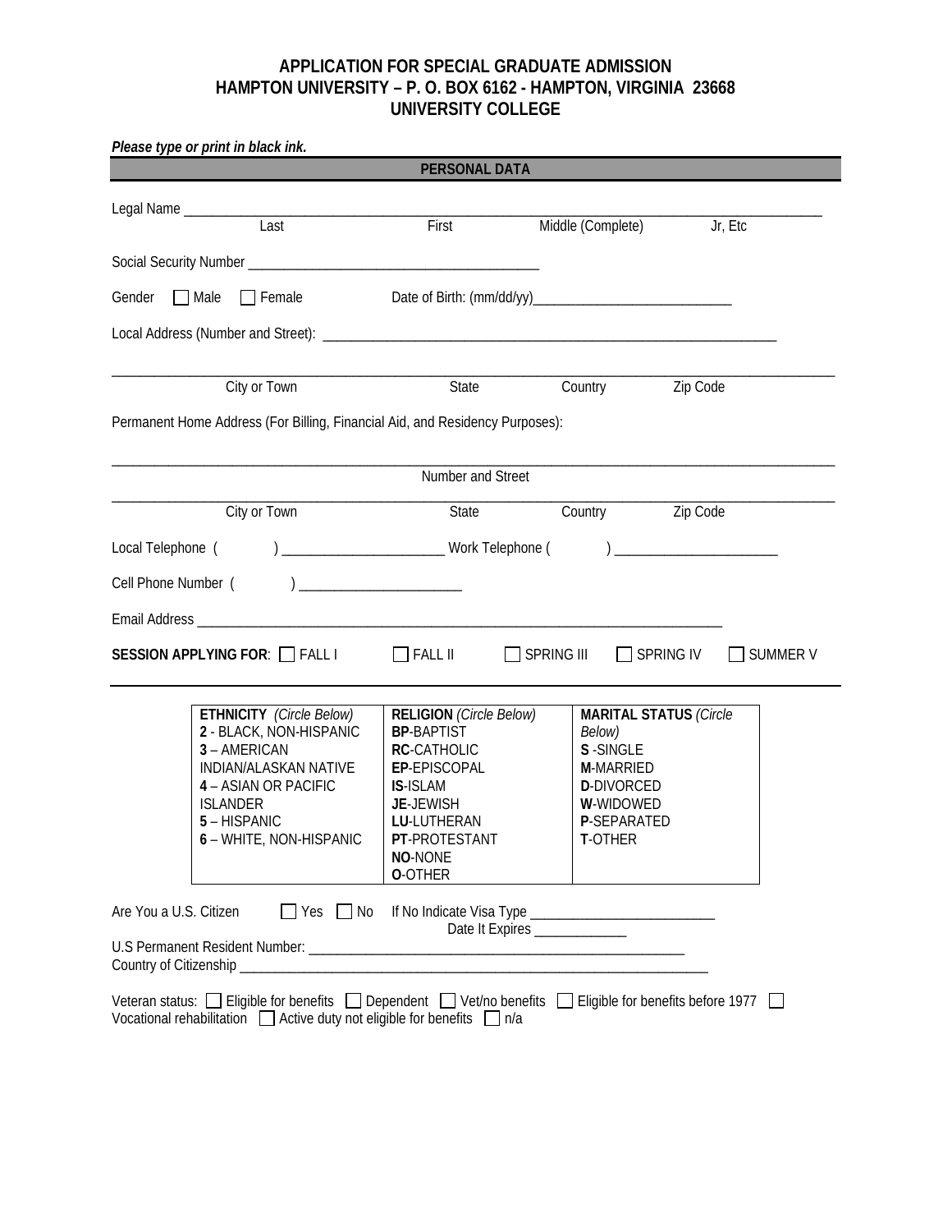# APPLICATION FOR SPECIAL GRADUATE ADMISSION
# HAMPTON UNIVERSITY – P. O. BOX 6162 - HAMPTON, VIRGINIA 23668
# UNIVERSITY COLLEGE

***Please type or print in black ink.***

## PERSONAL DATA

Legal Name ______________________________________________________________________________
Last First Middle (Complete) Jr, Etc

Social Security Number ________________________________________

Gender ☐ Male ☐ Female Date of Birth: (mm/dd/yy)____________________________

Local Address (Number and Street): ______________________________________________________________

________________________________________________________________________________________
City or Town State Country Zip Code

Permanent Home Address (For Billing, Financial Aid, and Residency Purposes):

________________________________________________________________________________________
Number and Street

________________________________________________________________________________________
City or Town State Country Zip Code

Local Telephone ( ) ______________________ Work Telephone ( ) ______________________

Cell Phone Number ( ) ______________________

Email Address ________________________________________________________________________

**SESSION APPLYING FOR**: ☐ FALL I ☐ FALL II ☐ SPRING III ☐ SPRING IV ☐ SUMMER V

| **ETHNICITY** *(Circle Below)* | **RELIGION** *(Circle Below)* | **MARITAL STATUS** *(Circle Below)* |
|---|---|---|
| **2** - BLACK, NON-HISPANIC<br>**3** – AMERICAN INDIAN/ALASKAN NATIVE<br>**4** – ASIAN OR PACIFIC ISLANDER<br>**5** – HISPANIC<br>**6** – WHITE, NON-HISPANIC | **BP**-BAPTIST<br>**RC**-CATHOLIC<br>**EP**-EPISCOPAL<br>**IS**-ISLAM<br>**JE**-JEWISH<br>**LU**-LUTHERAN<br>**PT**-PROTESTANT<br>**NO**-NONE<br>**O**-OTHER | **S** -SINGLE<br>**M**-MARRIED<br>**D**-DIVORCED<br>**W**-WIDOWED<br>**P**-SEPARATED<br>**T**-OTHER |

Are You a U.S. Citizen ☐ Yes ☐ No If No Indicate Visa Type __________________________
Date It Expires _____________

U.S Permanent Resident Number: ________________________________________________________
Country of Citizenship ________________________________________________________________

Veteran status: ☐ Eligible for benefits ☐ Dependent ☐ Vet/no benefits ☐ Eligible for benefits before 1977 ☐ Vocational rehabilitation ☐ Active duty not eligible for benefits ☐ n/a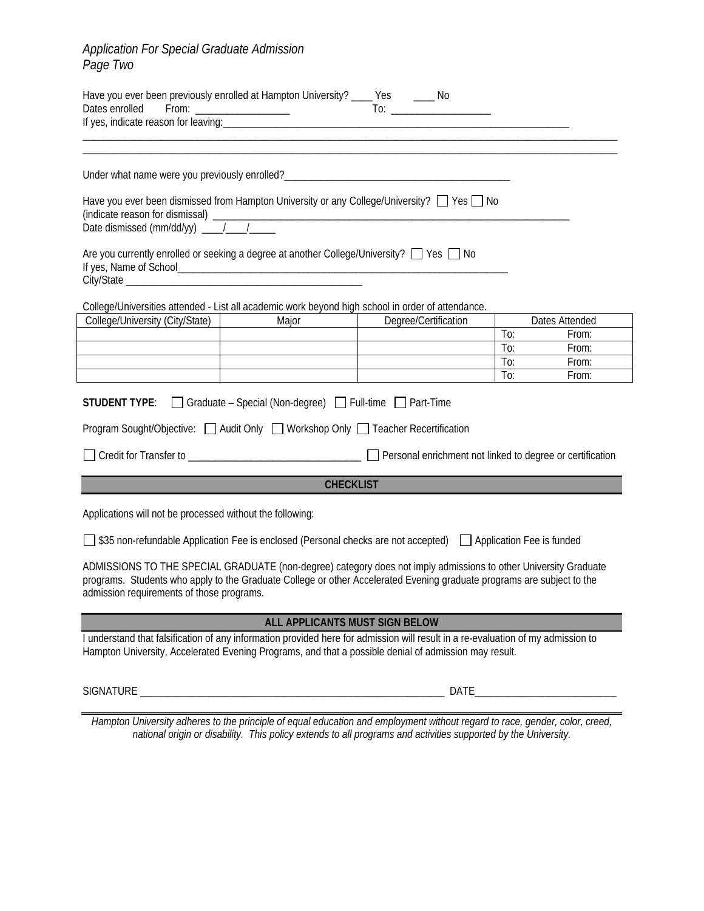*Application For Special Graduate Admission*
*Page Two*

Have you ever been previously enrolled at Hampton University? ____ Yes ____ No
Dates enrolled From: __________________ To: __________________
If yes, indicate reason for leaving:________________________________________________________________________
____________________________________________________________________________________________________
____________________________________________________________________________________________________

Under what name were you previously enrolled?____________________________________________

Have you ever been dismissed from Hampton University or any College/University? ☐ Yes ☐ No
(indicate reason for dismissal) ________________________________________________________________________
Date dismissed (mm/dd/yy) ____/____/_____

Are you currently enrolled or seeking a degree at another College/University? ☐ Yes ☐ No
If yes, Name of School___________________________________________________________________
City/State _____________________________________________

College/Universities attended - List all academic work beyond high school in order of attendance.

| College/University (City/State) | Major | Degree/Certification | Dates Attended |
|---|---|---|---|
| | | | To: From: |
| | | | To: From: |
| | | | To: From: |
| | | | To: From: |

**STUDENT TYPE**: ☐ Graduate – Special (Non-degree) ☐ Full-time ☐ Part-Time

Program Sought/Objective: ☐ Audit Only ☐ Workshop Only ☐ Teacher Recertification

☐ Credit for Transfer to _________________________________ ☐ Personal enrichment not linked to degree or certification

**CHECKLIST**

Applications will not be processed without the following:

☐ $35 non-refundable Application Fee is enclosed (Personal checks are not accepted) ☐ Application Fee is funded

ADMISSIONS TO THE SPECIAL GRADUATE (non-degree) category does not imply admissions to other University Graduate programs. Students who apply to the Graduate College or other Accelerated Evening graduate programs are subject to the admission requirements of those programs.

**ALL APPLICANTS MUST SIGN BELOW**

I understand that falsification of any information provided here for admission will result in a re-evaluation of my admission to Hampton University, Accelerated Evening Programs, and that a possible denial of admission may result.

SIGNATURE ____________________________________________________________ DATE__________________________

*Hampton University adheres to the principle of equal education and employment without regard to race, gender, color, creed, national origin or disability. This policy extends to all programs and activities supported by the University.*